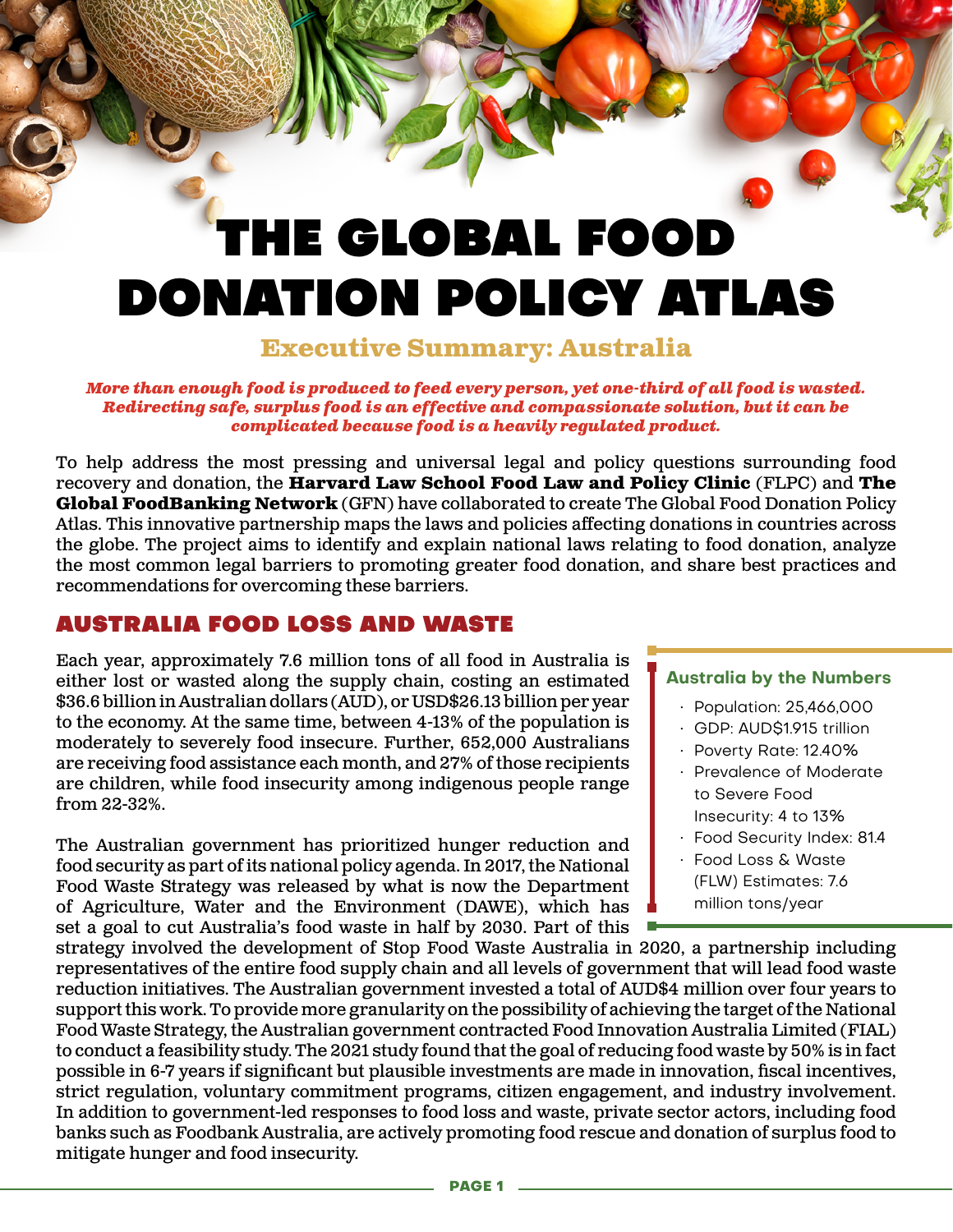# THE GLOBAL FOOD DONATION POLICY ATLAS

## Executive Summary: Australia

***More than enough food is produced to feed every person, yet one-third of all food is wasted. Redirecting safe, surplus food is an effective and compassionate solution, but it can be complicated because food is a heavily regulated product.***

To help address the most pressing and universal legal and policy questions surrounding food recovery and donation, the **Harvard Law School Food Law and Policy Clinic** (FLPC) and **The Global FoodBanking Network** (GFN) have collaborated to create The Global Food Donation Policy Atlas. This innovative partnership maps the laws and policies affecting donations in countries across the globe. The project aims to identify and explain national laws relating to food donation, analyze the most common legal barriers to promoting greater food donation, and share best practices and recommendations for overcoming these barriers.

## AUSTRALIA FOOD LOSS AND WASTE

Each year, approximately 7.6 million tons of all food in Australia is either lost or wasted along the supply chain, costing an estimated $36.6 billion in Australian dollars (AUD), or USD$26.13 billion per year to the economy. At the same time, between 4-13% of the population is moderately to severely food insecure. Further, 652,000 Australians are receiving food assistance each month, and 27% of those recipients are children, while food insecurity among indigenous people range from 22-32%.

The Australian government has prioritized hunger reduction and food security as part of its national policy agenda. In 2017, the National Food Waste Strategy was released by what is now the Department of Agriculture, Water and the Environment (DAWE), which has set a goal to cut Australia's food waste in half by 2030. Part of this strategy involved the development of Stop Food Waste Australia in 2020, a partnership including representatives of the entire food supply chain and all levels of government that will lead food waste reduction initiatives. The Australian government invested a total of AUD$4 million over four years to support this work. To provide more granularity on the possibility of achieving the target of the National Food Waste Strategy, the Australian government contracted Food Innovation Australia Limited (FIAL) to conduct a feasibility study. The 2021 study found that the goal of reducing food waste by 50% is in fact possible in 6-7 years if significant but plausible investments are made in innovation, fiscal incentives, strict regulation, voluntary commitment programs, citizen engagement, and industry involvement. In addition to government-led responses to food loss and waste, private sector actors, including food banks such as Foodbank Australia, are actively promoting food rescue and donation of surplus food to mitigate hunger and food insecurity.

### Australia by the Numbers

- Population: 25,466,000
- GDP: AUD$1.915 trillion
- Poverty Rate: 12.40%
- Prevalence of Moderate to Severe Food Insecurity: 4 to 13%
- Food Security Index: 81.4
- Food Loss & Waste (FLW) Estimates: 7.6 million tons/year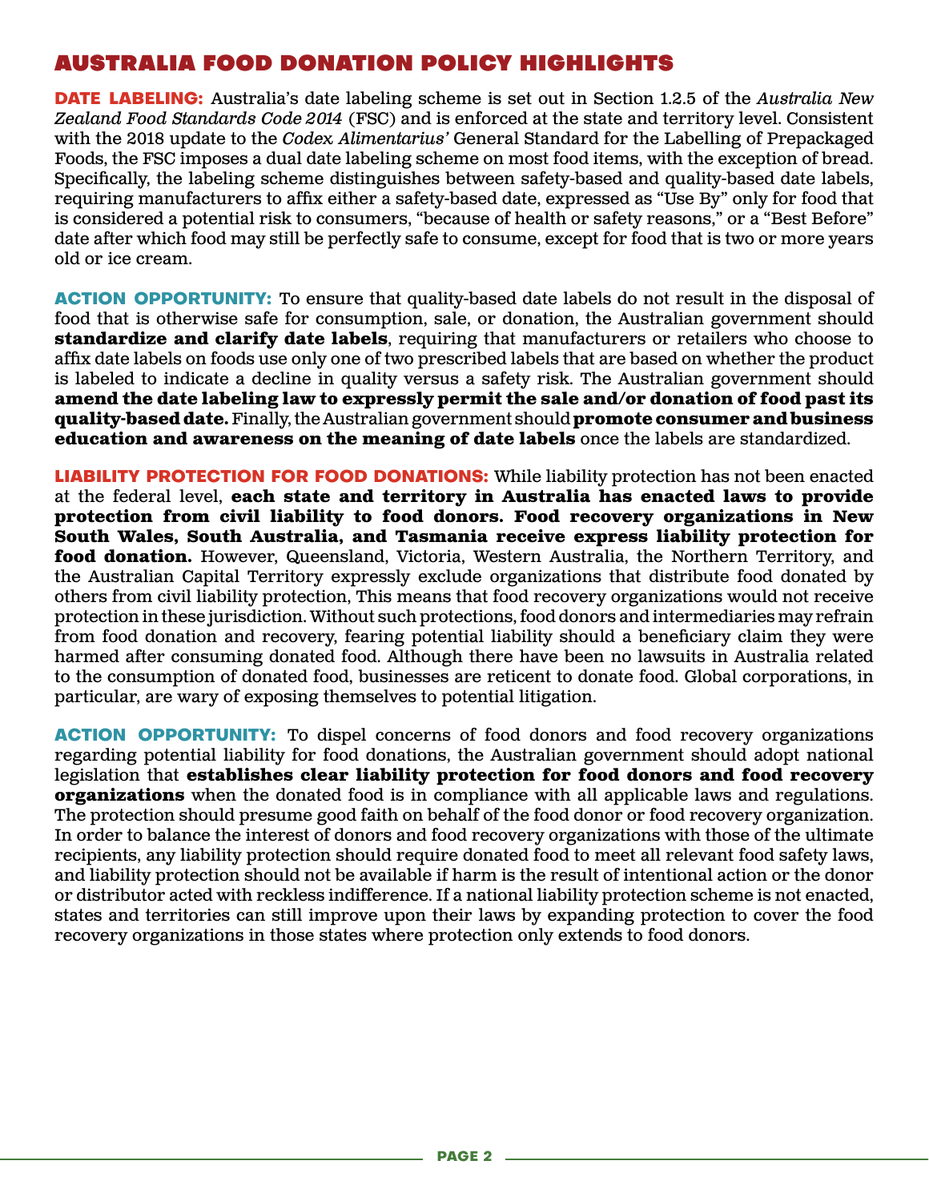# AUSTRALIA FOOD DONATION POLICY HIGHLIGHTS

**DATE LABELING:** Australia's date labeling scheme is set out in Section 1.2.5 of the *Australia New Zealand Food Standards Code 2014* (FSC) and is enforced at the state and territory level. Consistent with the 2018 update to the *Codex Alimentarius'* General Standard for the Labelling of Prepackaged Foods, the FSC imposes a dual date labeling scheme on most food items, with the exception of bread. Specifically, the labeling scheme distinguishes between safety-based and quality-based date labels, requiring manufacturers to affix either a safety-based date, expressed as "Use By" only for food that is considered a potential risk to consumers, "because of health or safety reasons," or a "Best Before" date after which food may still be perfectly safe to consume, except for food that is two or more years old or ice cream.

**ACTION OPPORTUNITY:** To ensure that quality-based date labels do not result in the disposal of food that is otherwise safe for consumption, sale, or donation, the Australian government should **standardize and clarify date labels**, requiring that manufacturers or retailers who choose to affix date labels on foods use only one of two prescribed labels that are based on whether the product is labeled to indicate a decline in quality versus a safety risk. The Australian government should **amend the date labeling law to expressly permit the sale and/or donation of food past its quality-based date.** Finally, the Australian government should **promote consumer and business education and awareness on the meaning of date labels** once the labels are standardized.

**LIABILITY PROTECTION FOR FOOD DONATIONS:** While liability protection has not been enacted at the federal level, **each state and territory in Australia has enacted laws to provide protection from civil liability to food donors. Food recovery organizations in New South Wales, South Australia, and Tasmania receive express liability protection for food donation.** However, Queensland, Victoria, Western Australia, the Northern Territory, and the Australian Capital Territory expressly exclude organizations that distribute food donated by others from civil liability protection, This means that food recovery organizations would not receive protection in these jurisdiction. Without such protections, food donors and intermediaries may refrain from food donation and recovery, fearing potential liability should a beneficiary claim they were harmed after consuming donated food. Although there have been no lawsuits in Australia related to the consumption of donated food, businesses are reticent to donate food. Global corporations, in particular, are wary of exposing themselves to potential litigation.

**ACTION OPPORTUNITY:** To dispel concerns of food donors and food recovery organizations regarding potential liability for food donations, the Australian government should adopt national legislation that **establishes clear liability protection for food donors and food recovery organizations** when the donated food is in compliance with all applicable laws and regulations. The protection should presume good faith on behalf of the food donor or food recovery organization. In order to balance the interest of donors and food recovery organizations with those of the ultimate recipients, any liability protection should require donated food to meet all relevant food safety laws, and liability protection should not be available if harm is the result of intentional action or the donor or distributor acted with reckless indifference. If a national liability protection scheme is not enacted, states and territories can still improve upon their laws by expanding protection to cover the food recovery organizations in those states where protection only extends to food donors.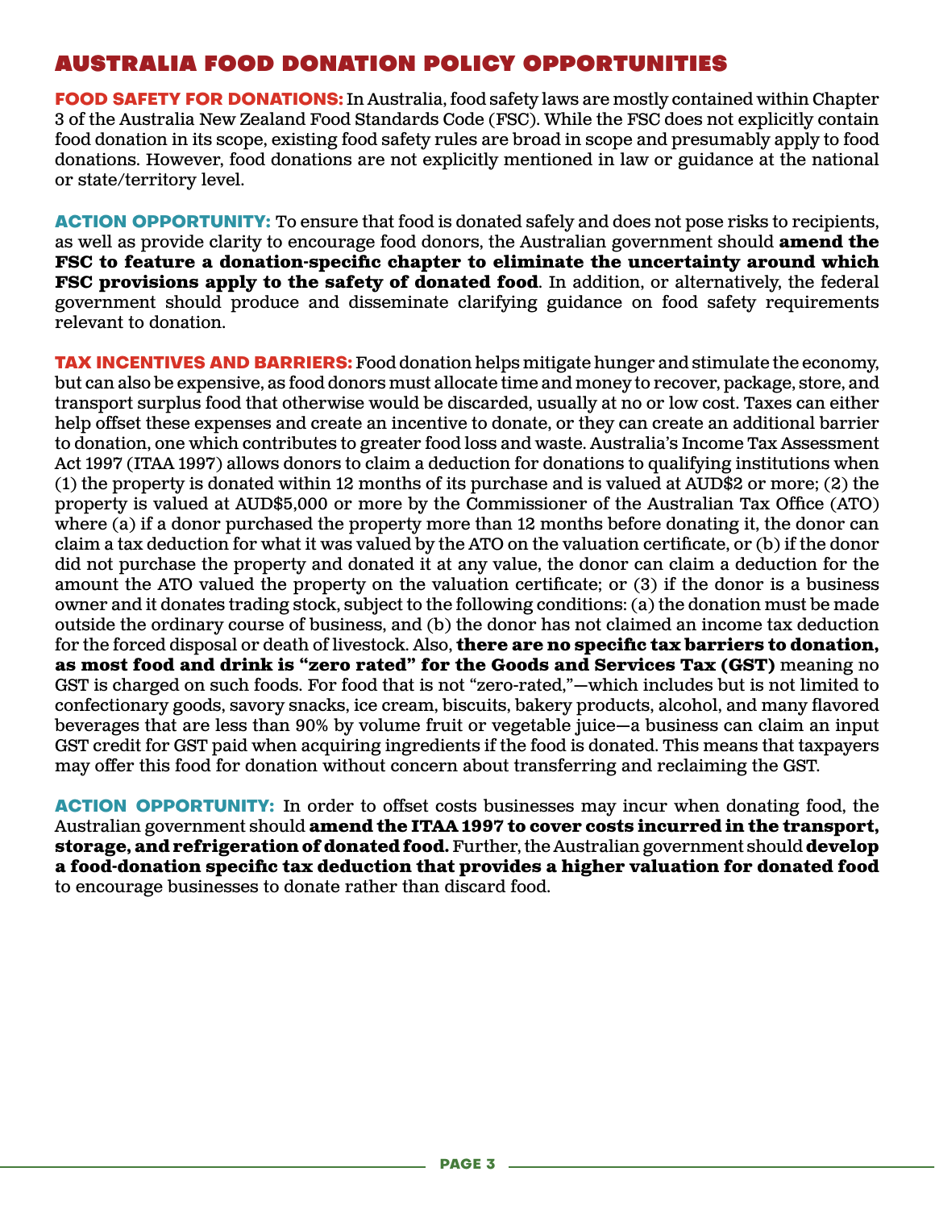# AUSTRALIA FOOD DONATION POLICY OPPORTUNITIES

**FOOD SAFETY FOR DONATIONS:** In Australia, food safety laws are mostly contained within Chapter 3 of the Australia New Zealand Food Standards Code (FSC). While the FSC does not explicitly contain food donation in its scope, existing food safety rules are broad in scope and presumably apply to food donations. However, food donations are not explicitly mentioned in law or guidance at the national or state/territory level.

**ACTION OPPORTUNITY:** To ensure that food is donated safely and does not pose risks to recipients, as well as provide clarity to encourage food donors, the Australian government should **amend the FSC to feature a donation-specific chapter to eliminate the uncertainty around which FSC provisions apply to the safety of donated food**. In addition, or alternatively, the federal government should produce and disseminate clarifying guidance on food safety requirements relevant to donation.

**TAX INCENTIVES AND BARRIERS:** Food donation helps mitigate hunger and stimulate the economy, but can also be expensive, as food donors must allocate time and money to recover, package, store, and transport surplus food that otherwise would be discarded, usually at no or low cost. Taxes can either help offset these expenses and create an incentive to donate, or they can create an additional barrier to donation, one which contributes to greater food loss and waste. Australia's Income Tax Assessment Act 1997 (ITAA 1997) allows donors to claim a deduction for donations to qualifying institutions when (1) the property is donated within 12 months of its purchase and is valued at AUD$2 or more; (2) the property is valued at AUD$5,000 or more by the Commissioner of the Australian Tax Office (ATO) where (a) if a donor purchased the property more than 12 months before donating it, the donor can claim a tax deduction for what it was valued by the ATO on the valuation certificate, or (b) if the donor did not purchase the property and donated it at any value, the donor can claim a deduction for the amount the ATO valued the property on the valuation certificate; or (3) if the donor is a business owner and it donates trading stock, subject to the following conditions: (a) the donation must be made outside the ordinary course of business, and (b) the donor has not claimed an income tax deduction for the forced disposal or death of livestock. Also, **there are no specific tax barriers to donation, as most food and drink is "zero rated" for the Goods and Services Tax (GST)** meaning no GST is charged on such foods. For food that is not "zero-rated,"—which includes but is not limited to confectionary goods, savory snacks, ice cream, biscuits, bakery products, alcohol, and many flavored beverages that are less than 90% by volume fruit or vegetable juice—a business can claim an input GST credit for GST paid when acquiring ingredients if the food is donated. This means that taxpayers may offer this food for donation without concern about transferring and reclaiming the GST.

**ACTION OPPORTUNITY:** In order to offset costs businesses may incur when donating food, the Australian government should **amend the ITAA 1997 to cover costs incurred in the transport, storage, and refrigeration of donated food.** Further, the Australian government should **develop a food-donation specific tax deduction that provides a higher valuation for donated food** to encourage businesses to donate rather than discard food.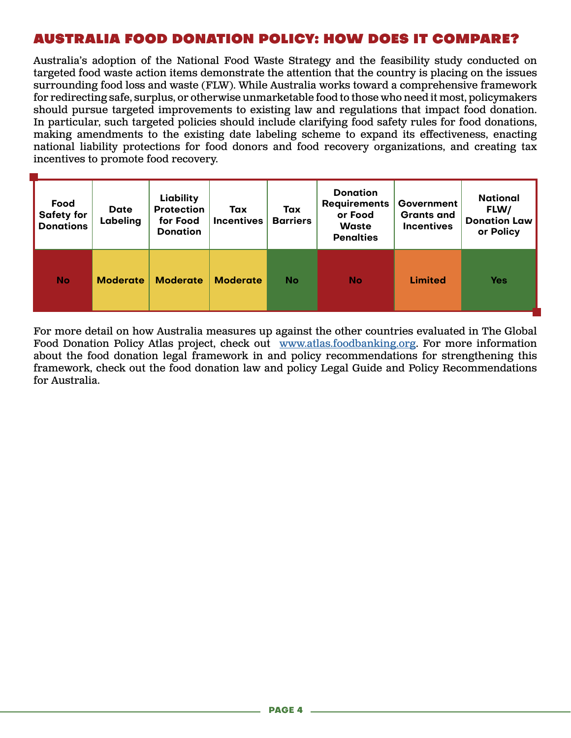## AUSTRALIA FOOD DONATION POLICY: HOW DOES IT COMPARE?

Australia's adoption of the National Food Waste Strategy and the feasibility study conducted on targeted food waste action items demonstrate the attention that the country is placing on the issues surrounding food loss and waste (FLW). While Australia works toward a comprehensive framework for redirecting safe, surplus, or otherwise unmarketable food to those who need it most, policymakers should pursue targeted improvements to existing law and regulations that impact food donation. In particular, such targeted policies should include clarifying food safety rules for food donations, making amendments to the existing date labeling scheme to expand its effectiveness, enacting national liability protections for food donors and food recovery organizations, and creating tax incentives to promote food recovery.

| Food Safety for Donations | Date Labeling | Liability Protection for Food Donation | Tax Incentives | Tax Barriers | Donation Requirements or Food Waste Penalties | Government Grants and Incentives | National FLW/ Donation Law or Policy |
|---|---|---|---|---|---|---|---|
| No | Moderate | Moderate | Moderate | No | No | Limited | Yes |

For more detail on how Australia measures up against the other countries evaluated in The Global Food Donation Policy Atlas project, check out [www.atlas.foodbanking.org](http://www.atlas.foodbanking.org). For more information about the food donation legal framework in and policy recommendations for strengthening this framework, check out the food donation law and policy Legal Guide and Policy Recommendations for Australia.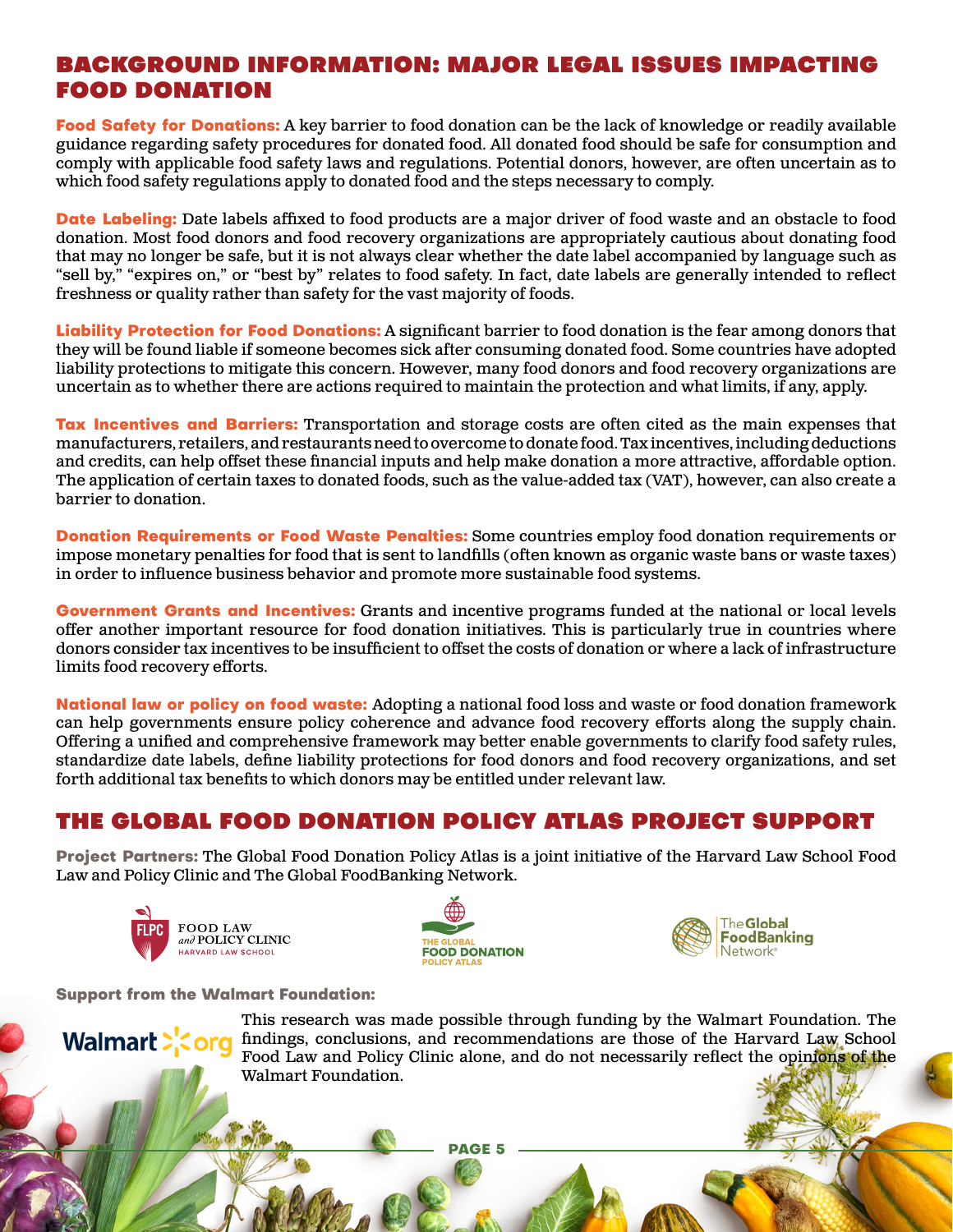## BACKGROUND INFORMATION: MAJOR LEGAL ISSUES IMPACTING FOOD DONATION

**Food Safety for Donations:** A key barrier to food donation can be the lack of knowledge or readily available guidance regarding safety procedures for donated food. All donated food should be safe for consumption and comply with applicable food safety laws and regulations. Potential donors, however, are often uncertain as to which food safety regulations apply to donated food and the steps necessary to comply.

**Date Labeling:** Date labels affixed to food products are a major driver of food waste and an obstacle to food donation. Most food donors and food recovery organizations are appropriately cautious about donating food that may no longer be safe, but it is not always clear whether the date label accompanied by language such as "sell by," "expires on," or "best by" relates to food safety. In fact, date labels are generally intended to reflect freshness or quality rather than safety for the vast majority of foods.

**Liability Protection for Food Donations:** A significant barrier to food donation is the fear among donors that they will be found liable if someone becomes sick after consuming donated food. Some countries have adopted liability protections to mitigate this concern. However, many food donors and food recovery organizations are uncertain as to whether there are actions required to maintain the protection and what limits, if any, apply.

**Tax Incentives and Barriers:** Transportation and storage costs are often cited as the main expenses that manufacturers, retailers, and restaurants need to overcome to donate food. Tax incentives, including deductions and credits, can help offset these financial inputs and help make donation a more attractive, affordable option. The application of certain taxes to donated foods, such as the value-added tax (VAT), however, can also create a barrier to donation.

**Donation Requirements or Food Waste Penalties:** Some countries employ food donation requirements or impose monetary penalties for food that is sent to landfills (often known as organic waste bans or waste taxes) in order to influence business behavior and promote more sustainable food systems.

**Government Grants and Incentives:** Grants and incentive programs funded at the national or local levels offer another important resource for food donation initiatives. This is particularly true in countries where donors consider tax incentives to be insufficient to offset the costs of donation or where a lack of infrastructure limits food recovery efforts.

**National law or policy on food waste:** Adopting a national food loss and waste or food donation framework can help governments ensure policy coherence and advance food recovery efforts along the supply chain. Offering a unified and comprehensive framework may better enable governments to clarify food safety rules, standardize date labels, define liability protections for food donors and food recovery organizations, and set forth additional tax benefits to which donors may be entitled under relevant law.

## THE GLOBAL FOOD DONATION POLICY ATLAS PROJECT SUPPORT

**Project Partners:** The Global Food Donation Policy Atlas is a joint initiative of the Harvard Law School Food Law and Policy Clinic and The Global FoodBanking Network.

FLPC FOOD LAW and POLICY CLINIC HARVARD LAW SCHOOL

THE GLOBAL FOOD DONATION POLICY ATLAS

The Global FoodBanking Network

**Support from the Walmart Foundation:**

Walmart.org

This research was made possible through funding by the Walmart Foundation. The findings, conclusions, and recommendations are those of the Harvard Law School Food Law and Policy Clinic alone, and do not necessarily reflect the opinions of the Walmart Foundation.